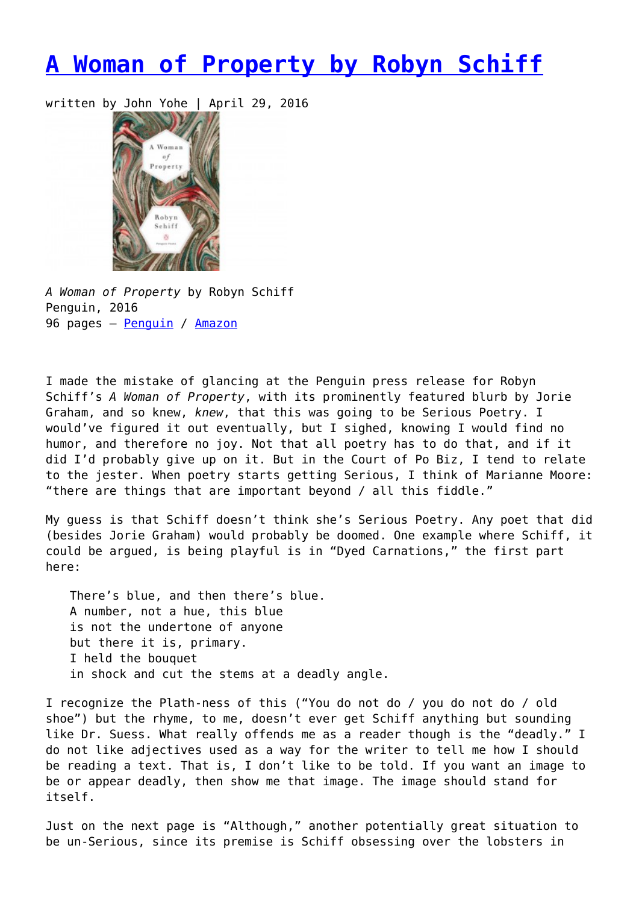# A Woman of Property by Robyn Schiff

written by John Yohe | April 29, 2016

*A Woman of Property* by Robyn Schiff
Penguin, 2016
96 pages – Penguin / Amazon

I made the mistake of glancing at the Penguin press release for Robyn Schiff's *A Woman of Property*, with its prominently featured blurb by Jorie Graham, and so knew, *knew*, that this was going to be Serious Poetry. I would've figured it out eventually, but I sighed, knowing I would find no humor, and therefore no joy. Not that all poetry has to do that, and if it did I'd probably give up on it. But in the Court of Po Biz, I tend to relate to the jester. When poetry starts getting Serious, I think of Marianne Moore: "there are things that are important beyond / all this fiddle."

My guess is that Schiff doesn't think she's Serious Poetry. Any poet that did (besides Jorie Graham) would probably be doomed. One example where Schiff, it could be argued, is being playful is in "Dyed Carnations," the first part here:

> There's blue, and then there's blue.
> A number, not a hue, this blue
> is not the undertone of anyone
> but there it is, primary.
> I held the bouquet
> in shock and cut the stems at a deadly angle.

I recognize the Plath-ness of this ("You do not do / you do not do / old shoe") but the rhyme, to me, doesn't ever get Schiff anything but sounding like Dr. Suess. What really offends me as a reader though is the "deadly." I do not like adjectives used as a way for the writer to tell me how I should be reading a text. That is, I don't like to be told. If you want an image to be or appear deadly, then show me that image. The image should stand for itself.

Just on the next page is "Although," another potentially great situation to be un-Serious, since its premise is Schiff obsessing over the lobsters in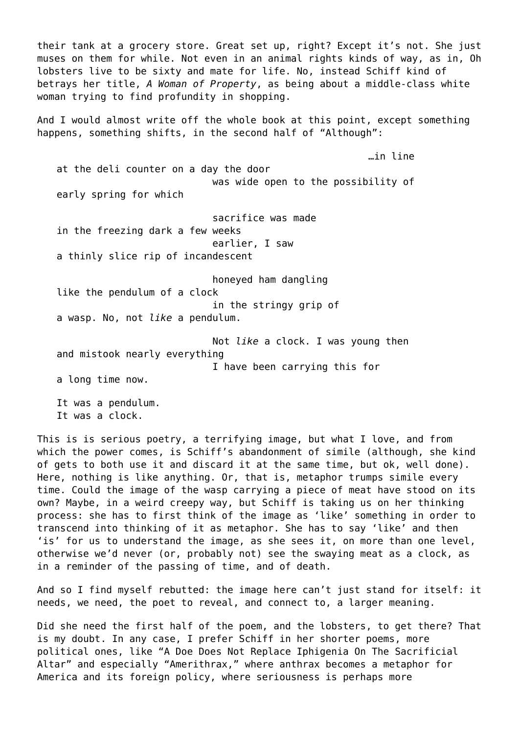their tank at a grocery store. Great set up, right? Except it's not. She just muses on them for while. Not even in an animal rights kinds of way, as in, Oh lobsters live to be sixty and mate for life. No, instead Schiff kind of betrays her title, *A Woman of Property*, as being about a middle-class white woman trying to find profundity in shopping.

And I would almost write off the whole book at this point, except something happens, something shifts, in the second half of "Although":

> …in line
> at the deli counter on a day the door
> was wide open to the possibility of
> early spring for which
>
> sacrifice was made
> in the freezing dark a few weeks
> earlier, I saw
> a thinly slice rip of incandescent
>
> honeyed ham dangling
> like the pendulum of a clock
> in the stringy grip of
> a wasp. No, not *like* a pendulum.
>
> Not *like* a clock. I was young then
> and mistook nearly everything
> I have been carrying this for
> a long time now.
>
> It was a pendulum.
> It was a clock.

This is is serious poetry, a terrifying image, but what I love, and from which the power comes, is Schiff's abandonment of simile (although, she kind of gets to both use it and discard it at the same time, but ok, well done). Here, nothing is like anything. Or, that is, metaphor trumps simile every time. Could the image of the wasp carrying a piece of meat have stood on its own? Maybe, in a weird creepy way, but Schiff is taking us on her thinking process: she has to first think of the image as 'like' something in order to transcend into thinking of it as metaphor. She has to say 'like' and then 'is' for us to understand the image, as she sees it, on more than one level, otherwise we'd never (or, probably not) see the swaying meat as a clock, as in a reminder of the passing of time, and of death.

And so I find myself rebutted: the image here can't just stand for itself: it needs, we need, the poet to reveal, and connect to, a larger meaning.

Did she need the first half of the poem, and the lobsters, to get there? That is my doubt. In any case, I prefer Schiff in her shorter poems, more political ones, like "A Doe Does Not Replace Iphigenia On The Sacrificial Altar" and especially "Amerithrax," where anthrax becomes a metaphor for America and its foreign policy, where seriousness is perhaps more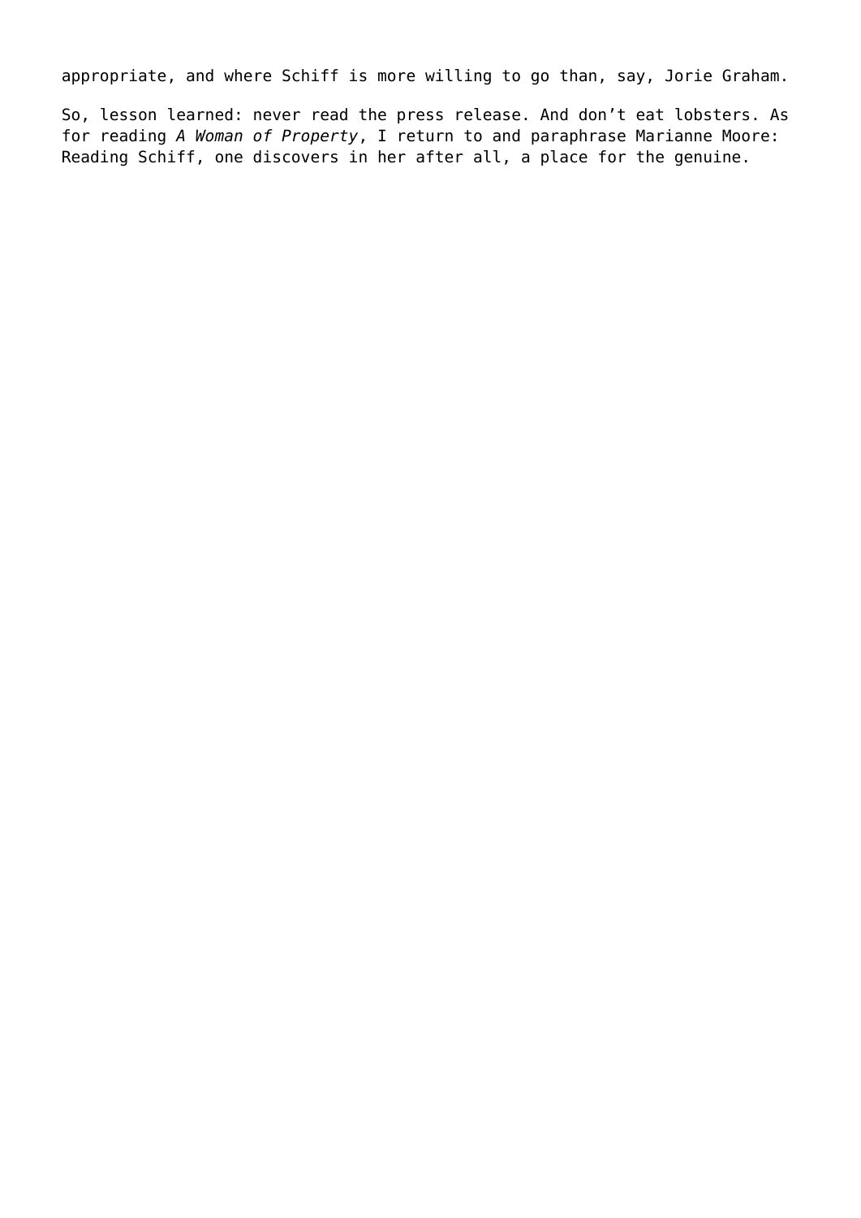appropriate, and where Schiff is more willing to go than, say, Jorie Graham.

So, lesson learned: never read the press release. And don't eat lobsters. As for reading *A Woman of Property*, I return to and paraphrase Marianne Moore: Reading Schiff, one discovers in her after all, a place for the genuine.